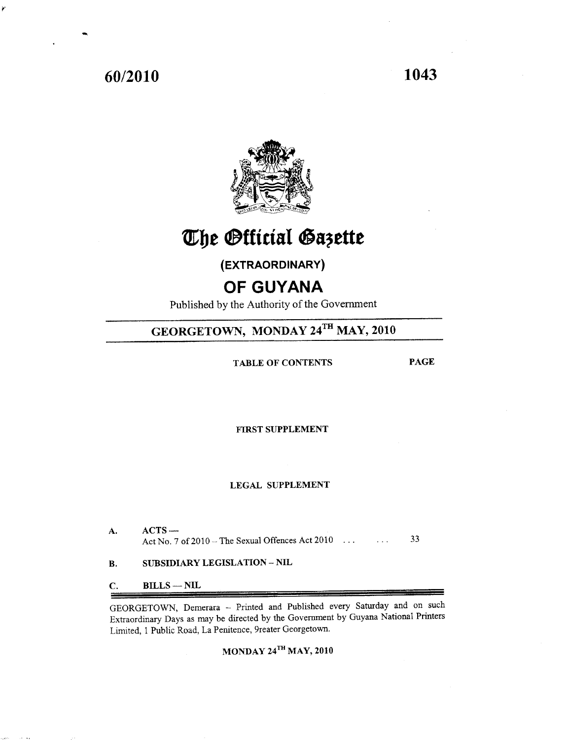60/2010

# The Official Gazette

## (EXTRAORDINARY)

## OF GUYANA

Published by the Authority of the Government

## GEORGETOWN, MONDAY 24TH MAY, 2010

TABLE OF CONTENTS PAGE

FIRST SUPPLEMENT

LEGAL SUPPLEMENT

A. ACTS —
Act No. 7 of 2010 – The Sexual Offences Act 2010 ... ... 33

B. SUBSIDIARY LEGISLATION – NIL

C. BILLS — NIL

GEORGETOWN, Demerara – Printed and Published every Saturday and on such Extraordinary Days as may be directed by the Government by Guyana National Printers Limited, 1 Public Road, La Penitence, 9reater Georgetown.

MONDAY 24TH MAY, 2010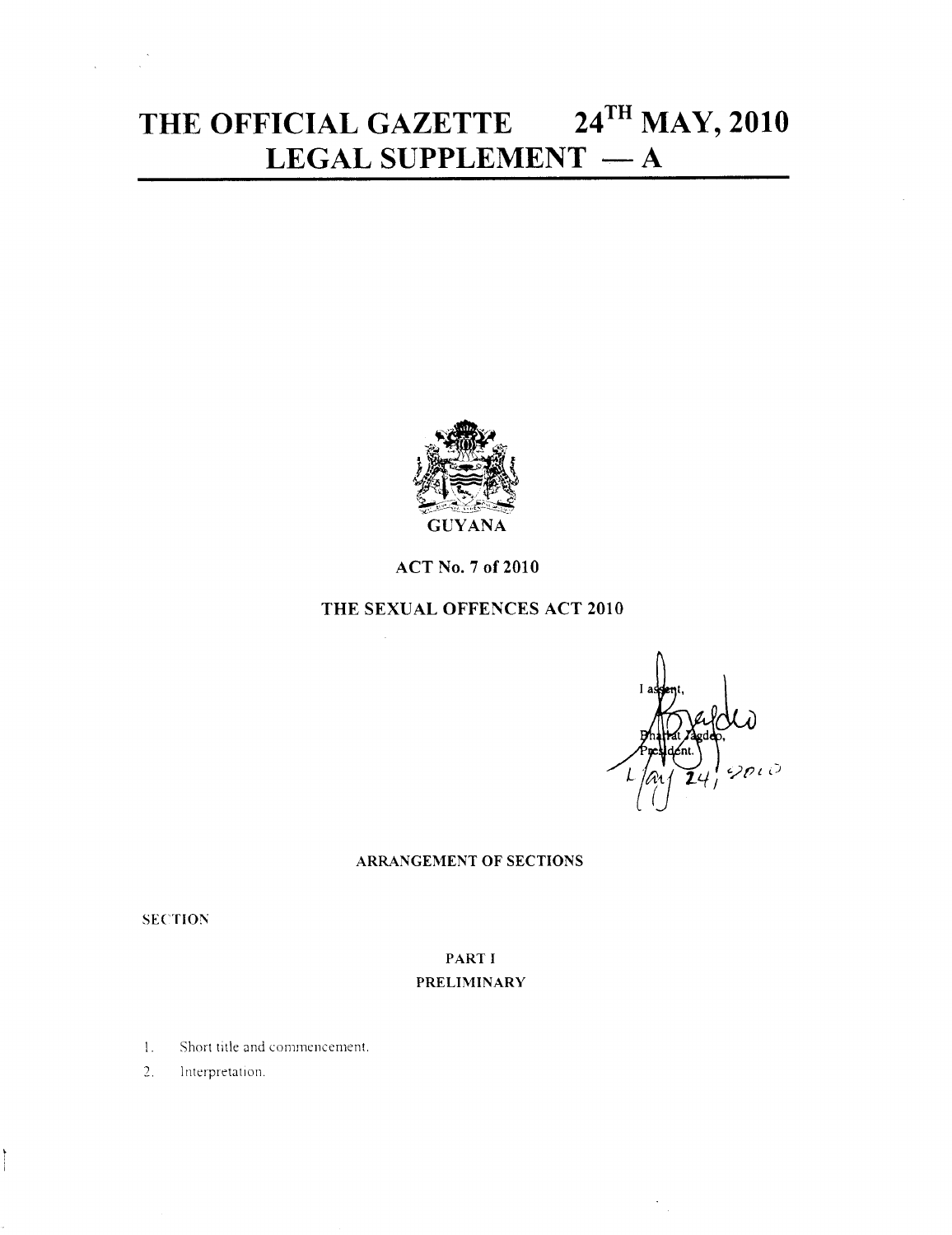# THE OFFICIAL GAZETTE 24TH MAY, 2010
# LEGAL SUPPLEMENT — A

GUYANA

**ACT No. 7 of 2010**

**THE SEXUAL OFFENCES ACT 2010**

I assent,

Bharrat Jagdeo,
President.

May 24, 2010

**ARRANGEMENT OF SECTIONS**

SECTION

**PART I**
**PRELIMINARY**

1. Short title and commencement.
2. Interpretation.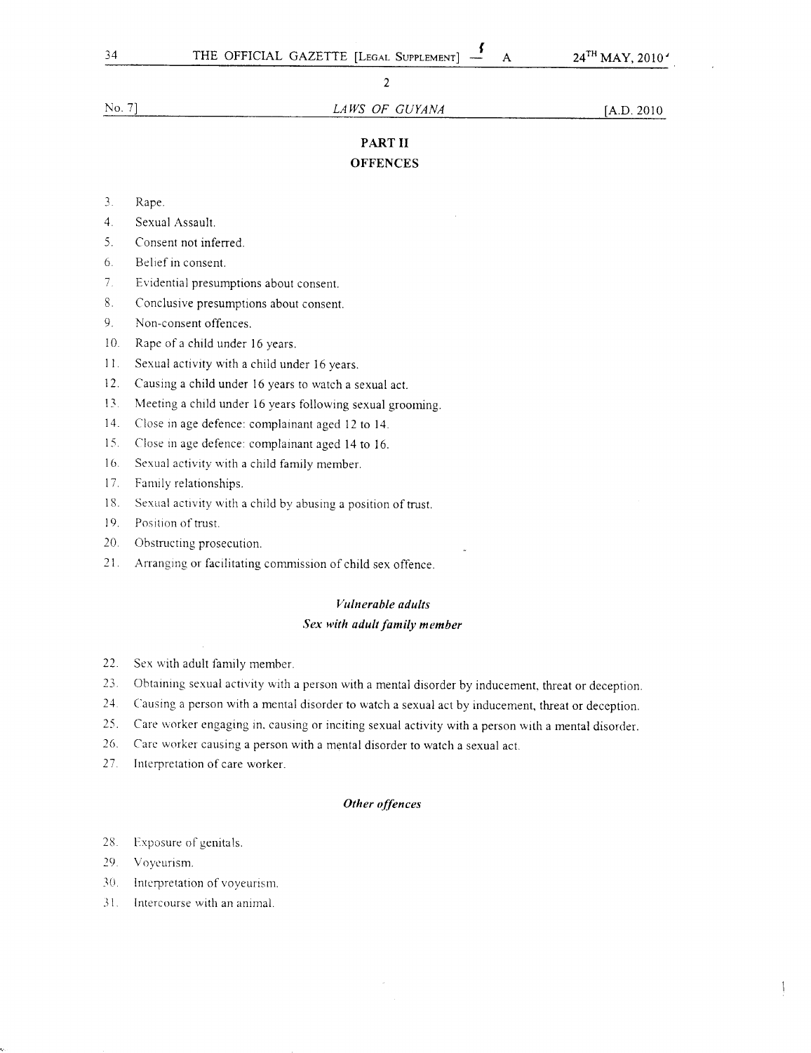## PART II

## OFFENCES

3. Rape.
4. Sexual Assault.
5. Consent not inferred.
6. Belief in consent.
7. Evidential presumptions about consent.
8. Conclusive presumptions about consent.
9. Non-consent offences.
10. Rape of a child under 16 years.
11. Sexual activity with a child under 16 years.
12. Causing a child under 16 years to watch a sexual act.
13. Meeting a child under 16 years following sexual grooming.
14. Close in age defence: complainant aged 12 to 14.
15. Close in age defence: complainant aged 14 to 16.
16. Sexual activity with a child family member.
17. Family relationships.
18. Sexual activity with a child by abusing a position of trust.
19. Position of trust.
20. Obstructing prosecution.
21. Arranging or facilitating commission of child sex offence.

### *Vulnerable adults*

### *Sex with adult family member*

22. Sex with adult family member.
23. Obtaining sexual activity with a person with a mental disorder by inducement, threat or deception.
24. Causing a person with a mental disorder to watch a sexual act by inducement, threat or deception.
25. Care worker engaging in, causing or inciting sexual activity with a person with a mental disorder.
26. Care worker causing a person with a mental disorder to watch a sexual act.
27. Interpretation of care worker.

### *Other offences*

28. Exposure of genitals.
29. Voyeurism.
30. Interpretation of voyeurism.
31. Intercourse with an animal.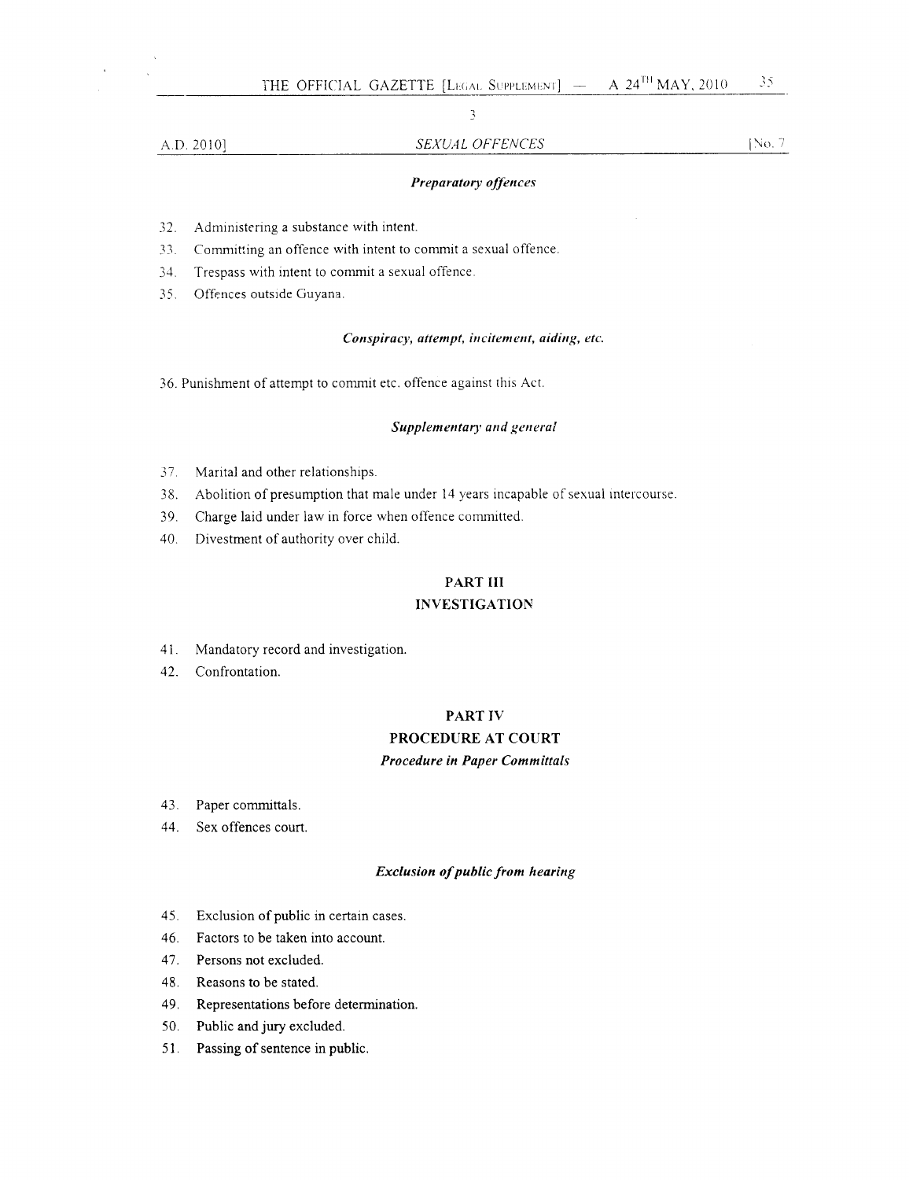*Preparatory offences*

32. Administering a substance with intent.
33. Committing an offence with intent to commit a sexual offence.
34. Trespass with intent to commit a sexual offence.
35. Offences outside Guyana.

*Conspiracy, attempt, incitement, aiding, etc.*

36. Punishment of attempt to commit etc. offence against this Act.

*Supplementary and general*

37. Marital and other relationships.
38. Abolition of presumption that male under 14 years incapable of sexual intercourse.
39. Charge laid under law in force when offence committed.
40. Divestment of authority over child.

## PART III
## INVESTIGATION

41. Mandatory record and investigation.
42. Confrontation.

## PART IV
## PROCEDURE AT COURT

*Procedure in Paper Committals*

43. Paper committals.
44. Sex offences court.

*Exclusion of public from hearing*

45. Exclusion of public in certain cases.
46. Factors to be taken into account.
47. Persons not excluded.
48. Reasons to be stated.
49. Representations before determination.
50. Public and jury excluded.
51. Passing of sentence in public.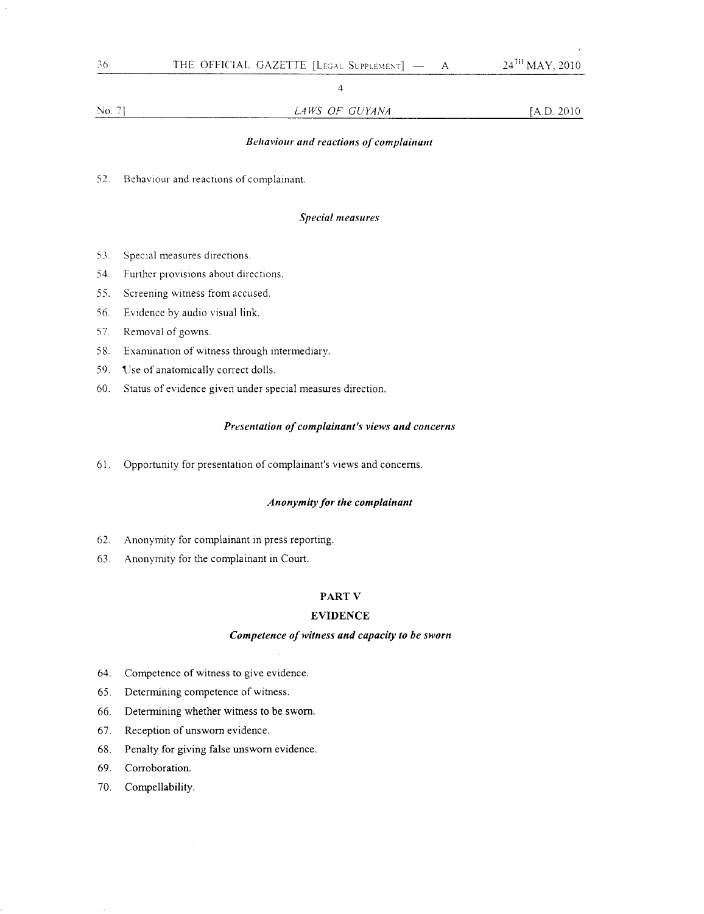*Behaviour and reactions of complainant*

52. Behaviour and reactions of complainant.

*Special measures*

53. Special measures directions.
54. Further provisions about directions.
55. Screening witness from accused.
56. Evidence by audio visual link.
57. Removal of gowns.
58. Examination of witness through intermediary.
59. Use of anatomically correct dolls.
60. Status of evidence given under special measures direction.

*Presentation of complainant's views and concerns*

61. Opportunity for presentation of complainant's views and concerns.

*Anonymity for the complainant*

62. Anonymity for complainant in press reporting.
63. Anonymity for the complainant in Court.

## PART V

## EVIDENCE

*Competence of witness and capacity to be sworn*

64. Competence of witness to give evidence.
65. Determining competence of witness.
66. Determining whether witness to be sworn.
67. Reception of unsworn evidence.
68. Penalty for giving false unsworn evidence.
69. Corroboration.
70. Compellability.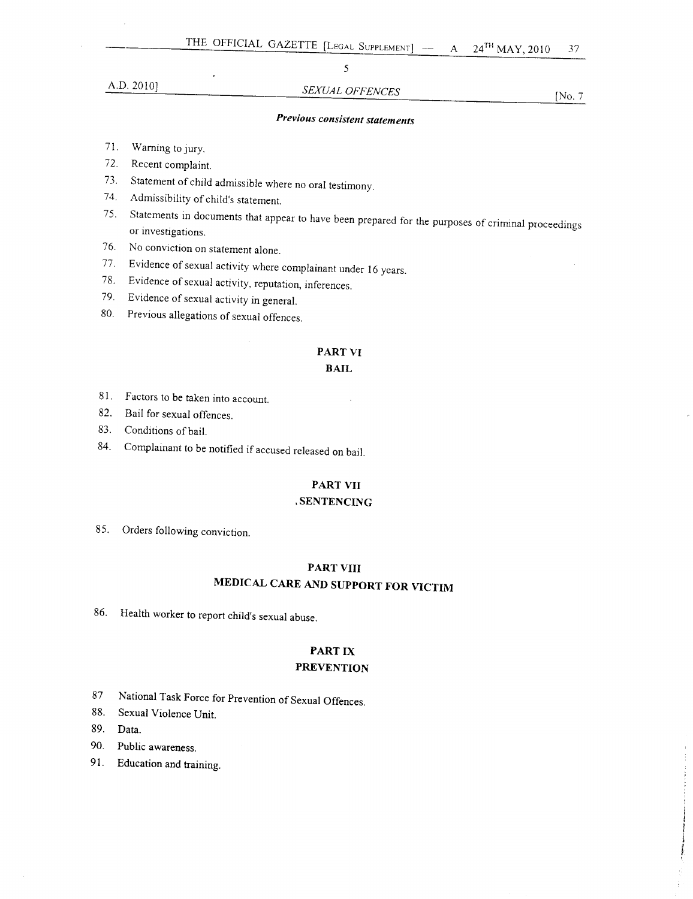*Previous consistent statements*

71. Warning to jury.
72. Recent complaint.
73. Statement of child admissible where no oral testimony.
74. Admissibility of child's statement.
75. Statements in documents that appear to have been prepared for the purposes of criminal proceedings or investigations.
76. No conviction on statement alone.
77. Evidence of sexual activity where complainant under 16 years.
78. Evidence of sexual activity, reputation, inferences.
79. Evidence of sexual activity in general.
80. Previous allegations of sexual offences.

## PART VI
## BAIL

81. Factors to be taken into account.
82. Bail for sexual offences.
83. Conditions of bail.
84. Complainant to be notified if accused released on bail.

## PART VII
## SENTENCING

85. Orders following conviction.

## PART VIII
## MEDICAL CARE AND SUPPORT FOR VICTIM

86. Health worker to report child's sexual abuse.

## PART IX
## PREVENTION

87 National Task Force for Prevention of Sexual Offences.
88. Sexual Violence Unit.
89. Data.
90. Public awareness.
91. Education and training.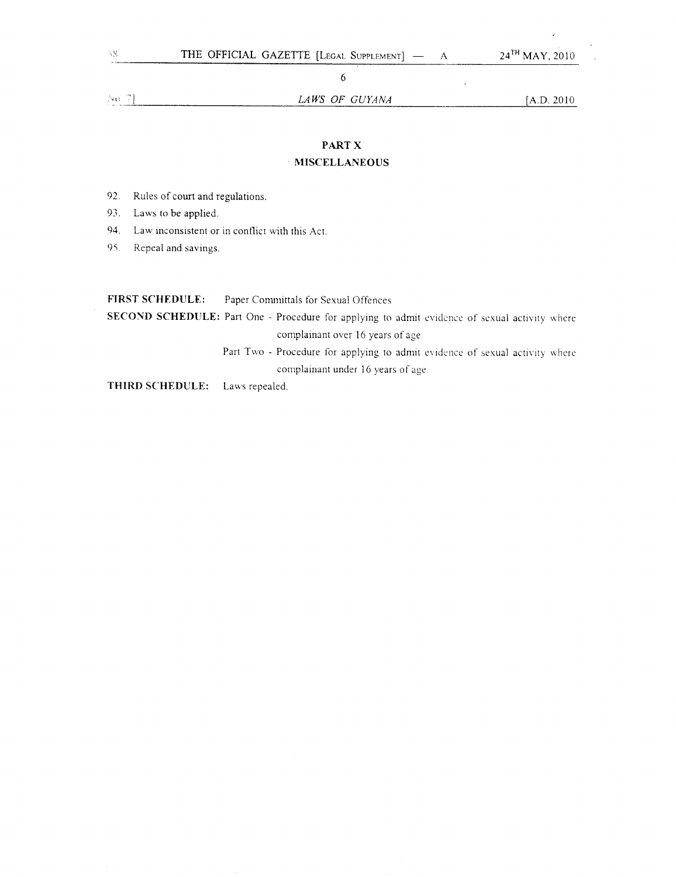## PART X
## MISCELLANEOUS

92. Rules of court and regulations.
93. Laws to be applied.
94. Law inconsistent or in conflict with this Act.
95. Repeal and savings.

**FIRST SCHEDULE:** Paper Committals for Sexual Offences

**SECOND SCHEDULE:** Part One - Procedure for applying to admit evidence of sexual activity where complainant over 16 years of age.

Part Two - Procedure for applying to admit evidence of sexual activity where complainant under 16 years of age.

**THIRD SCHEDULE:** Laws repealed.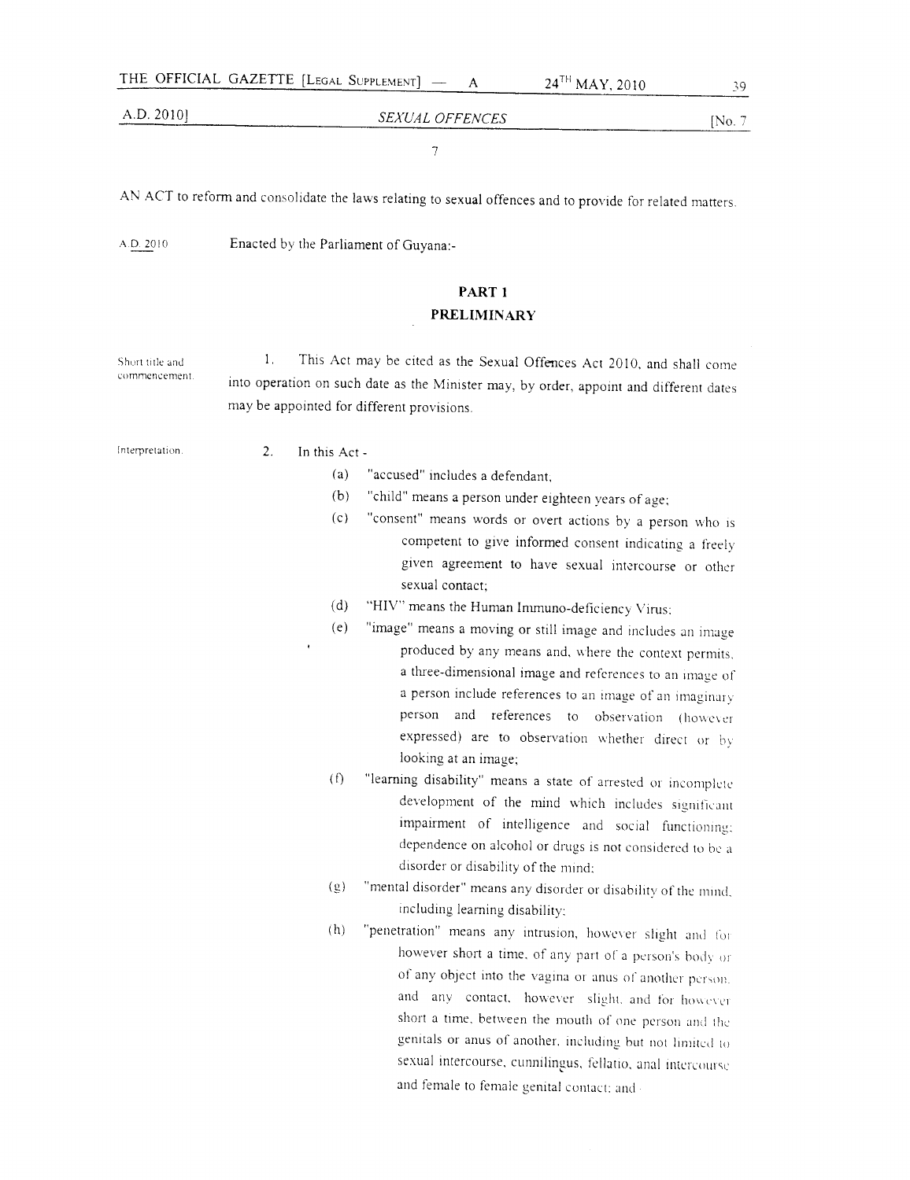7

AN ACT to reform and consolidate the laws relating to sexual offences and to provide for related matters.

A.D. 2010 Enacted by the Parliament of Guyana:-

## PART 1
## PRELIMINARY

Short title and commencement.

1. This Act may be cited as the Sexual Offences Act 2010, and shall come into operation on such date as the Minister may, by order, appoint and different dates may be appointed for different provisions.

Interpretation.

2. In this Act -

(a) "accused" includes a defendant;

(b) "child" means a person under eighteen years of age;

(c) "consent" means words or overt actions by a person who is competent to give informed consent indicating a freely given agreement to have sexual intercourse or other sexual contact;

(d) "HIV" means the Human Immuno-deficiency Virus;

(e) "image" means a moving or still image and includes an image produced by any means and, where the context permits, a three-dimensional image and references to an image of a person include references to an image of an imaginary person and references to observation (however expressed) are to observation whether direct or by looking at an image;

(f) "learning disability" means a state of arrested or incomplete development of the mind which includes significant impairment of intelligence and social functioning; dependence on alcohol or drugs is not considered to be a disorder or disability of the mind;

(g) "mental disorder" means any disorder or disability of the mind, including learning disability;

(h) "penetration" means any intrusion, however slight and for however short a time, of any part of a person's body or of any object into the vagina or anus of another person, and any contact, however slight, and for however short a time, between the mouth of one person and the genitals or anus of another, including but not limited to sexual intercourse, cunnilingus, fellatio, anal intercourse and female to female genital contact; and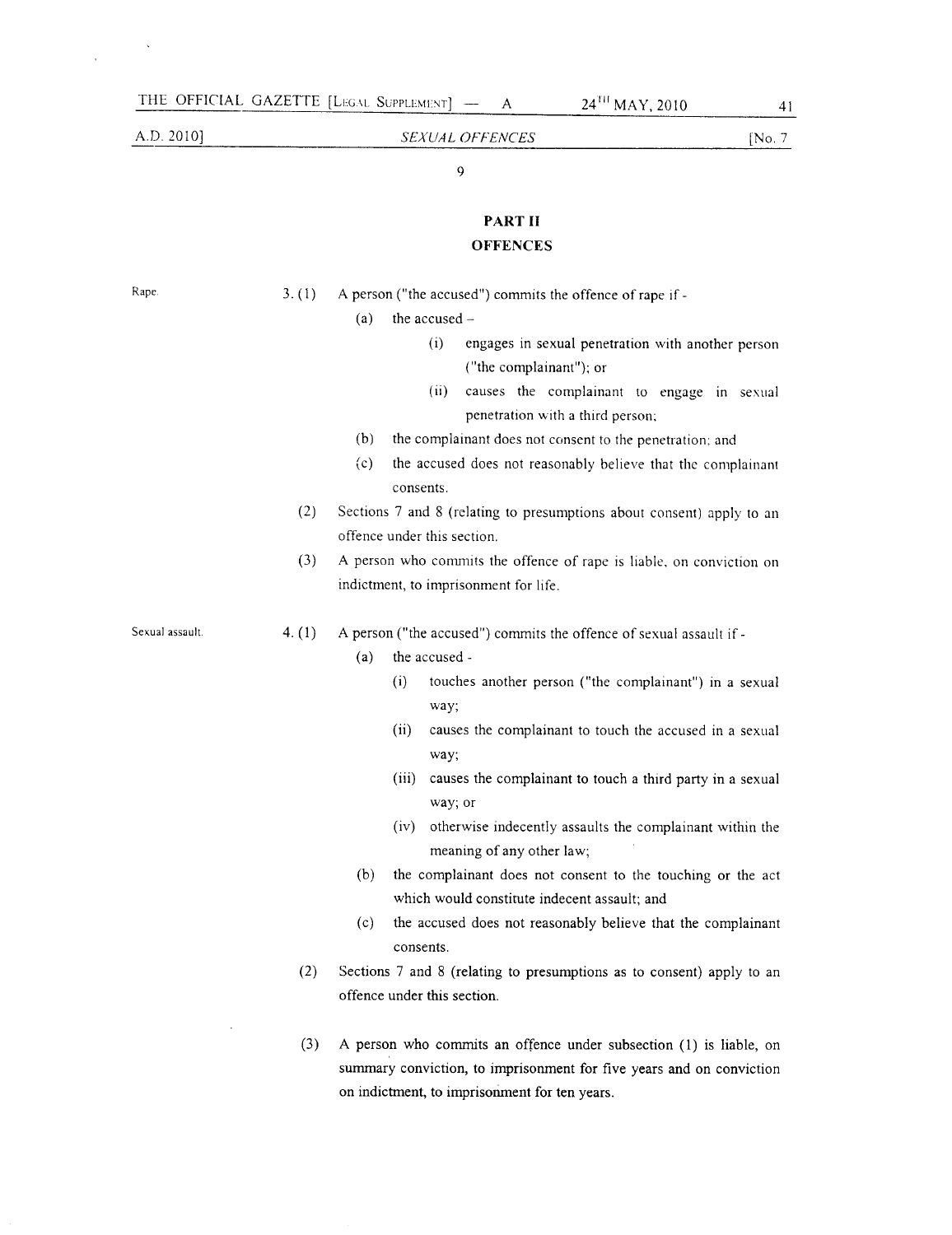## PART II

## OFFENCES

Rape.

3. (1) A person ("the accused") commits the offence of rape if -

(a) the accused –

(i) engages in sexual penetration with another person ("the complainant"); or

(ii) causes the complainant to engage in sexual penetration with a third person;

(b) the complainant does not consent to the penetration; and

(c) the accused does not reasonably believe that the complainant consents.

(2) Sections 7 and 8 (relating to presumptions about consent) apply to an offence under this section.

(3) A person who commits the offence of rape is liable, on conviction on indictment, to imprisonment for life.

Sexual assault.

4. (1) A person ("the accused") commits the offence of sexual assault if -

(a) the accused -

(i) touches another person ("the complainant") in a sexual way;

(ii) causes the complainant to touch the accused in a sexual way;

(iii) causes the complainant to touch a third party in a sexual way; or

(iv) otherwise indecently assaults the complainant within the meaning of any other law;

(b) the complainant does not consent to the touching or the act which would constitute indecent assault; and

(c) the accused does not reasonably believe that the complainant consents.

(2) Sections 7 and 8 (relating to presumptions as to consent) apply to an offence under this section.

(3) A person who commits an offence under subsection (1) is liable, on summary conviction, to imprisonment for five years and on conviction on indictment, to imprisonment for ten years.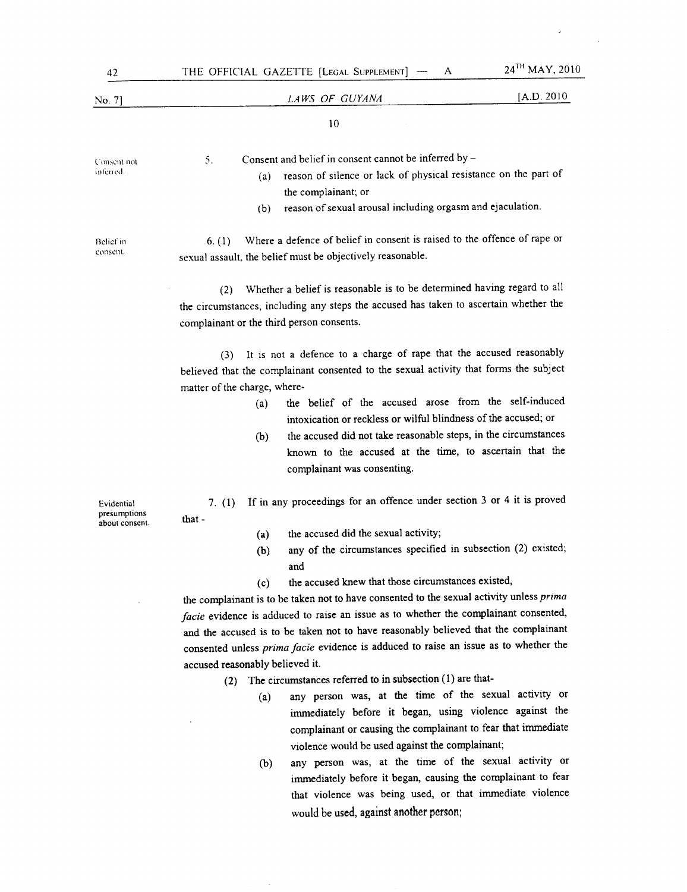Consent not inferred.

5. Consent and belief in consent cannot be inferred by –

(a) reason of silence or lack of physical resistance on the part of the complainant; or

(b) reason of sexual arousal including orgasm and ejaculation.

Belief in consent.

6. (1) Where a defence of belief in consent is raised to the offence of rape or sexual assault, the belief must be objectively reasonable.

(2) Whether a belief is reasonable is to be determined having regard to all the circumstances, including any steps the accused has taken to ascertain whether the complainant or the third person consents.

(3) It is not a defence to a charge of rape that the accused reasonably believed that the complainant consented to the sexual activity that forms the subject matter of the charge, where-

(a) the belief of the accused arose from the self-induced intoxication or reckless or wilful blindness of the accused; or

(b) the accused did not take reasonable steps, in the circumstances known to the accused at the time, to ascertain that the complainant was consenting.

Evidential presumptions about consent.

7. (1) If in any proceedings for an offence under section 3 or 4 it is proved that -

(a) the accused did the sexual activity;

(b) any of the circumstances specified in subsection (2) existed; and

(c) the accused knew that those circumstances existed,

the complainant is to be taken not to have consented to the sexual activity unless *prima facie* evidence is adduced to raise an issue as to whether the complainant consented, and the accused is to be taken not to have reasonably believed that the complainant consented unless *prima facie* evidence is adduced to raise an issue as to whether the accused reasonably believed it.

(2) The circumstances referred to in subsection (1) are that-

(a) any person was, at the time of the sexual activity or immediately before it began, using violence against the complainant or causing the complainant to fear that immediate violence would be used against the complainant;

(b) any person was, at the time of the sexual activity or immediately before it began, causing the complainant to fear that violence was being used, or that immediate violence would be used, against another person;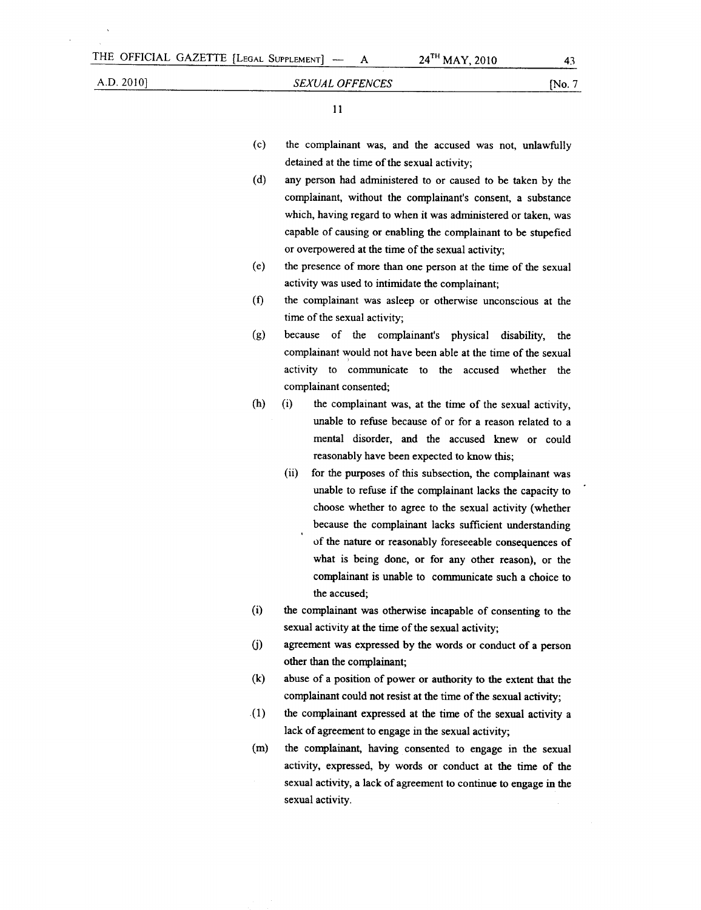(c) the complainant was, and the accused was not, unlawfully detained at the time of the sexual activity;

(d) any person had administered to or caused to be taken by the complainant, without the complainant's consent, a substance which, having regard to when it was administered or taken, was capable of causing or enabling the complainant to be stupefied or overpowered at the time of the sexual activity;

(e) the presence of more than one person at the time of the sexual activity was used to intimidate the complainant;

(f) the complainant was asleep or otherwise unconscious at the time of the sexual activity;

(g) because of the complainant's physical disability, the complainant would not have been able at the time of the sexual activity to communicate to the accused whether the complainant consented;

(h) (i) the complainant was, at the time of the sexual activity, unable to refuse because of or for a reason related to a mental disorder, and the accused knew or could reasonably have been expected to know this;

(ii) for the purposes of this subsection, the complainant was unable to refuse if the complainant lacks the capacity to choose whether to agree to the sexual activity (whether because the complainant lacks sufficient understanding of the nature or reasonably foreseeable consequences of what is being done, or for any other reason), or the complainant is unable to communicate such a choice to the accused;

(i) the complainant was otherwise incapable of consenting to the sexual activity at the time of the sexual activity;

(j) agreement was expressed by the words or conduct of a person other than the complainant;

(k) abuse of a position of power or authority to the extent that the complainant could not resist at the time of the sexual activity;

(l) the complainant expressed at the time of the sexual activity a lack of agreement to engage in the sexual activity;

(m) the complainant, having consented to engage in the sexual activity, expressed, by words or conduct at the time of the sexual activity, a lack of agreement to continue to engage in the sexual activity.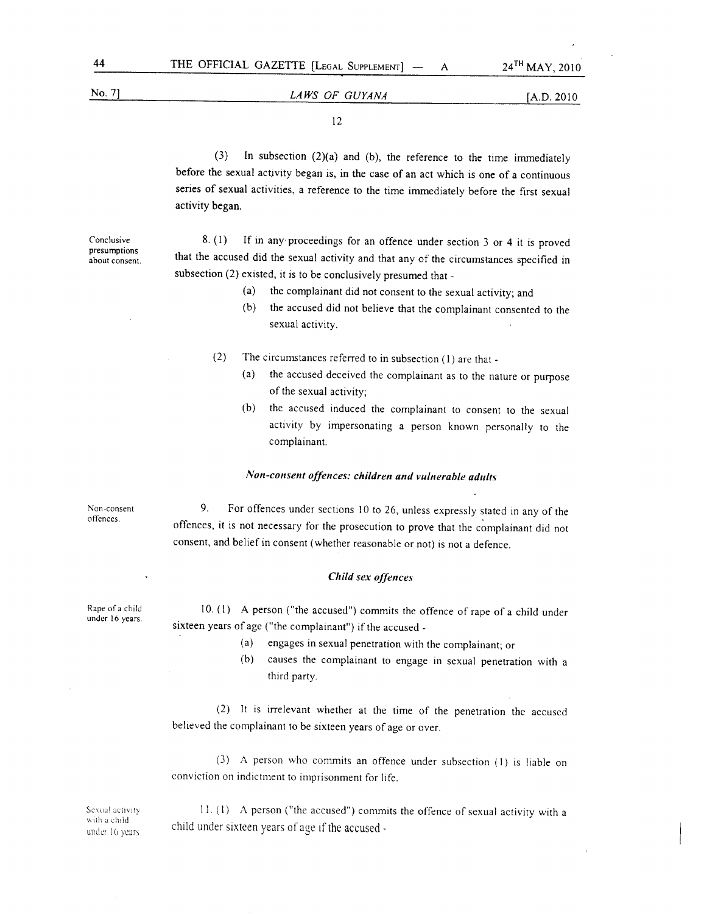(3) In subsection (2)(a) and (b), the reference to the time immediately before the sexual activity began is, in the case of an act which is one of a continuous series of sexual activities, a reference to the time immediately before the first sexual activity began.

Conclusive presumptions about consent.

8. (1) If in any proceedings for an offence under section 3 or 4 it is proved that the accused did the sexual activity and that any of the circumstances specified in subsection (2) existed, it is to be conclusively presumed that -

(a) the complainant did not consent to the sexual activity; and

(b) the accused did not believe that the complainant consented to the sexual activity.

(2) The circumstances referred to in subsection (1) are that -

(a) the accused deceived the complainant as to the nature or purpose of the sexual activity;

(b) the accused induced the complainant to consent to the sexual activity by impersonating a person known personally to the complainant.

### *Non-consent offences: children and vulnerable adults*

Non-consent offences.

9. For offences under sections 10 to 26, unless expressly stated in any of the offences, it is not necessary for the prosecution to prove that the complainant did not consent, and belief in consent (whether reasonable or not) is not a defence.

### *Child sex offences*

Rape of a child under 16 years.

10. (1) A person ("the accused") commits the offence of rape of a child under sixteen years of age ("the complainant") if the accused -

(a) engages in sexual penetration with the complainant; or

(b) causes the complainant to engage in sexual penetration with a third party.

(2) It is irrelevant whether at the time of the penetration the accused believed the complainant to be sixteen years of age or over.

(3) A person who commits an offence under subsection (1) is liable on conviction on indictment to imprisonment for life.

Sexual activity with a child under 16 years.

11. (1) A person ("the accused") commits the offence of sexual activity with a child under sixteen years of age if the accused -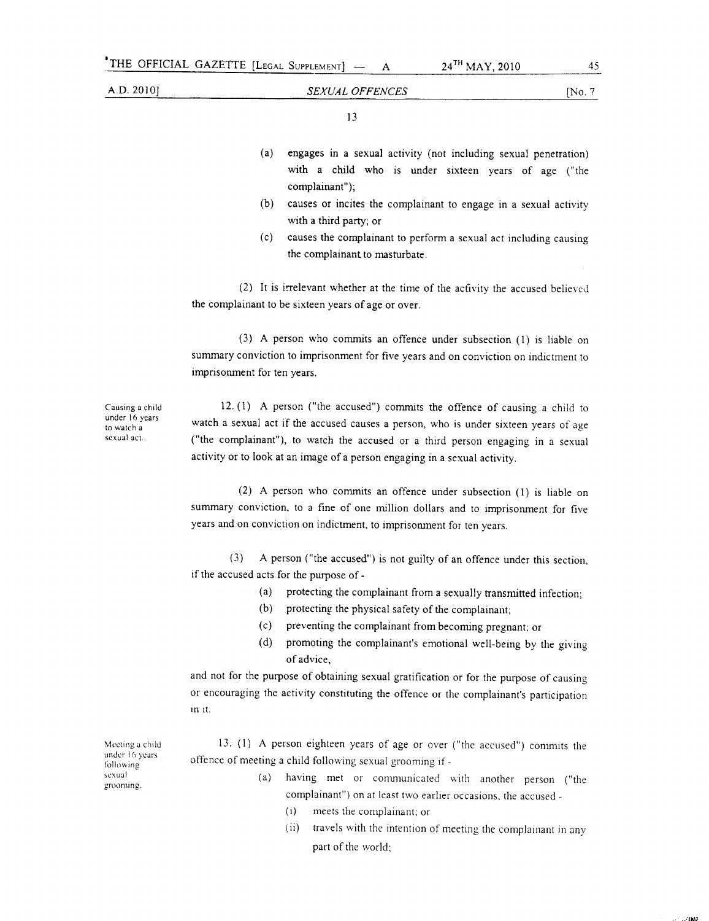(a) engages in a sexual activity (not including sexual penetration) with a child who is under sixteen years of age ("the complainant");

(b) causes or incites the complainant to engage in a sexual activity with a third party; or

(c) causes the complainant to perform a sexual act including causing the complainant to masturbate.

(2) It is irrelevant whether at the time of the activity the accused believed the complainant to be sixteen years of age or over.

(3) A person who commits an offence under subsection (1) is liable on summary conviction to imprisonment for five years and on conviction on indictment to imprisonment for ten years.

Causing a child under 16 years to watch a sexual act.

12. (1) A person ("the accused") commits the offence of causing a child to watch a sexual act if the accused causes a person, who is under sixteen years of age ("the complainant"), to watch the accused or a third person engaging in a sexual activity or to look at an image of a person engaging in a sexual activity.

(2) A person who commits an offence under subsection (1) is liable on summary conviction, to a fine of one million dollars and to imprisonment for five years and on conviction on indictment, to imprisonment for ten years.

(3) A person ("the accused") is not guilty of an offence under this section, if the accused acts for the purpose of -

(a) protecting the complainant from a sexually transmitted infection;

(b) protecting the physical safety of the complainant;

(c) preventing the complainant from becoming pregnant; or

(d) promoting the complainant's emotional well-being by the giving of advice,

and not for the purpose of obtaining sexual gratification or for the purpose of causing or encouraging the activity constituting the offence or the complainant's participation in it.

Meeting a child under 16 years following sexual grooming.

13. (1) A person eighteen years of age or over ("the accused") commits the offence of meeting a child following sexual grooming if -

(a) having met or communicated with another person ("the complainant") on at least two earlier occasions, the accused -

(i) meets the complainant; or

(ii) travels with the intention of meeting the complainant in any part of the world;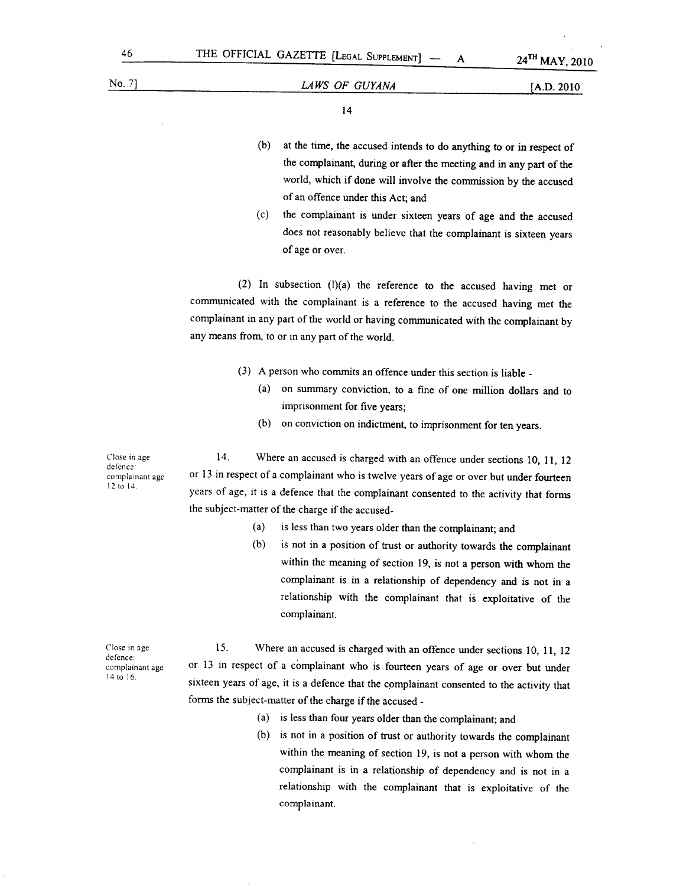(b) at the time, the accused intends to do anything to or in respect of the complainant, during or after the meeting and in any part of the world, which if done will involve the commission by the accused of an offence under this Act; and

(c) the complainant is under sixteen years of age and the accused does not reasonably believe that the complainant is sixteen years of age or over.

(2) In subsection (l)(a) the reference to the accused having met or communicated with the complainant is a reference to the accused having met the complainant in any part of the world or having communicated with the complainant by any means from, to or in any part of the world.

(3) A person who commits an offence under this section is liable -

(a) on summary conviction, to a fine of one million dollars and to imprisonment for five years;

(b) on conviction on indictment, to imprisonment for ten years.

Close in age defence: complainant age 12 to 14.

14. Where an accused is charged with an offence under sections 10, 11, 12 or 13 in respect of a complainant who is twelve years of age or over but under fourteen years of age, it is a defence that the complainant consented to the activity that forms the subject-matter of the charge if the accused-

(a) is less than two years older than the complainant; and

(b) is not in a position of trust or authority towards the complainant within the meaning of section 19, is not a person with whom the complainant is in a relationship of dependency and is not in a relationship with the complainant that is exploitative of the complainant.

Close in age defence: complainant age 14 to 16.

15. Where an accused is charged with an offence under sections 10, 11, 12 or 13 in respect of a complainant who is fourteen years of age or over but under sixteen years of age, it is a defence that the complainant consented to the activity that forms the subject-matter of the charge if the accused -

(a) is less than four years older than the complainant; and

(b) is not in a position of trust or authority towards the complainant within the meaning of section 19, is not a person with whom the complainant is in a relationship of dependency and is not in a relationship with the complainant that is exploitative of the complainant.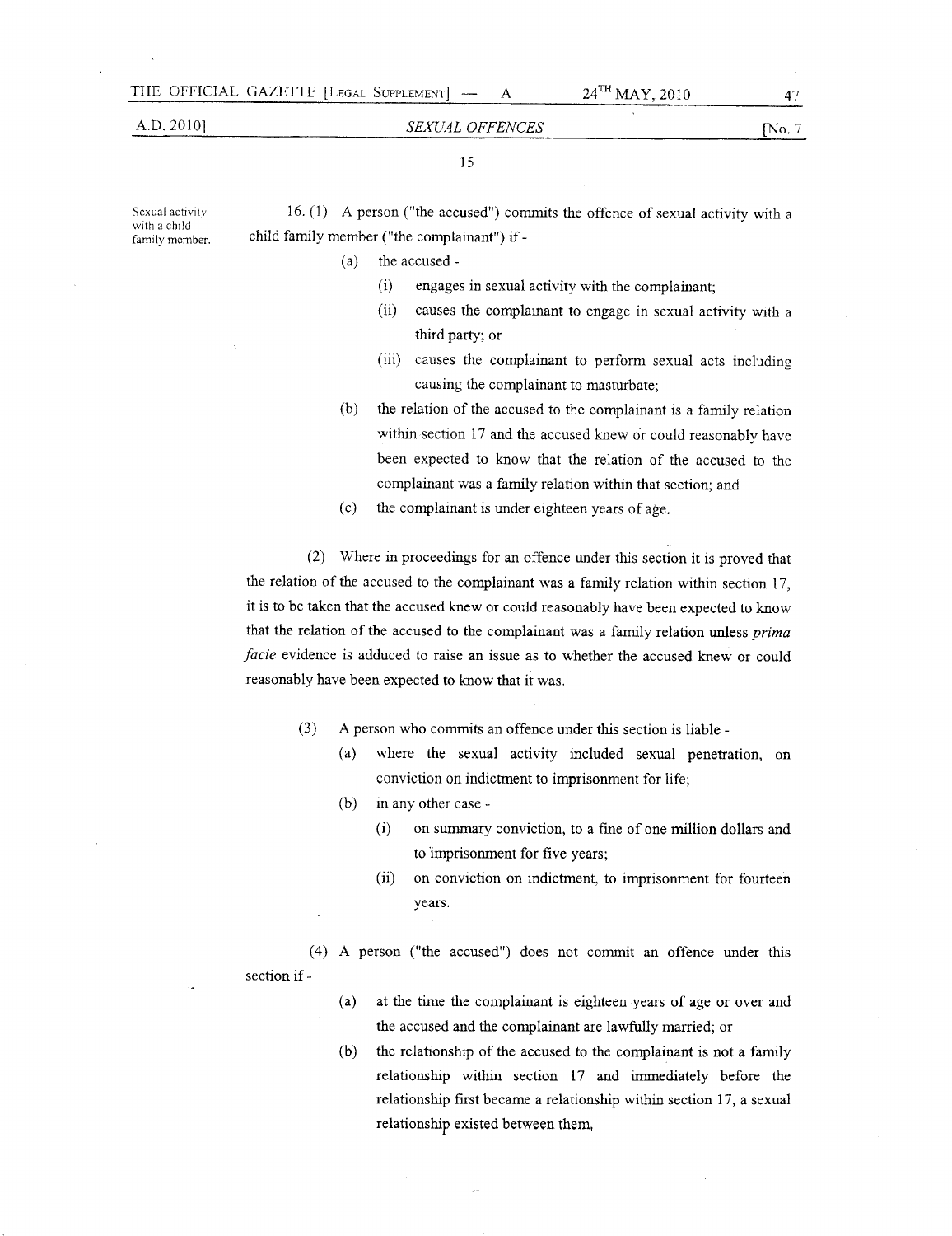Sexual activity with a child family member.

16. (1) A person ("the accused") commits the offence of sexual activity with a child family member ("the complainant") if -

- (a) the accused -
  - (i) engages in sexual activity with the complainant;
  - (ii) causes the complainant to engage in sexual activity with a third party; or
  - (iii) causes the complainant to perform sexual acts including causing the complainant to masturbate;
- (b) the relation of the accused to the complainant is a family relation within section 17 and the accused knew or could reasonably have been expected to know that the relation of the accused to the complainant was a family relation within that section; and
- (c) the complainant is under eighteen years of age.

(2) Where in proceedings for an offence under this section it is proved that the relation of the accused to the complainant was a family relation within section 17, it is to be taken that the accused knew or could reasonably have been expected to know that the relation of the accused to the complainant was a family relation unless *prima facie* evidence is adduced to raise an issue as to whether the accused knew or could reasonably have been expected to know that it was.

(3) A person who commits an offence under this section is liable -

- (a) where the sexual activity included sexual penetration, on conviction on indictment to imprisonment for life;
- (b) in any other case -
  - (i) on summary conviction, to a fine of one million dollars and to imprisonment for five years;
  - (ii) on conviction on indictment, to imprisonment for fourteen years.

(4) A person ("the accused") does not commit an offence under this section if -

- (a) at the time the complainant is eighteen years of age or over and the accused and the complainant are lawfully married; or
- (b) the relationship of the accused to the complainant is not a family relationship within section 17 and immediately before the relationship first became a relationship within section 17, a sexual relationship existed between them,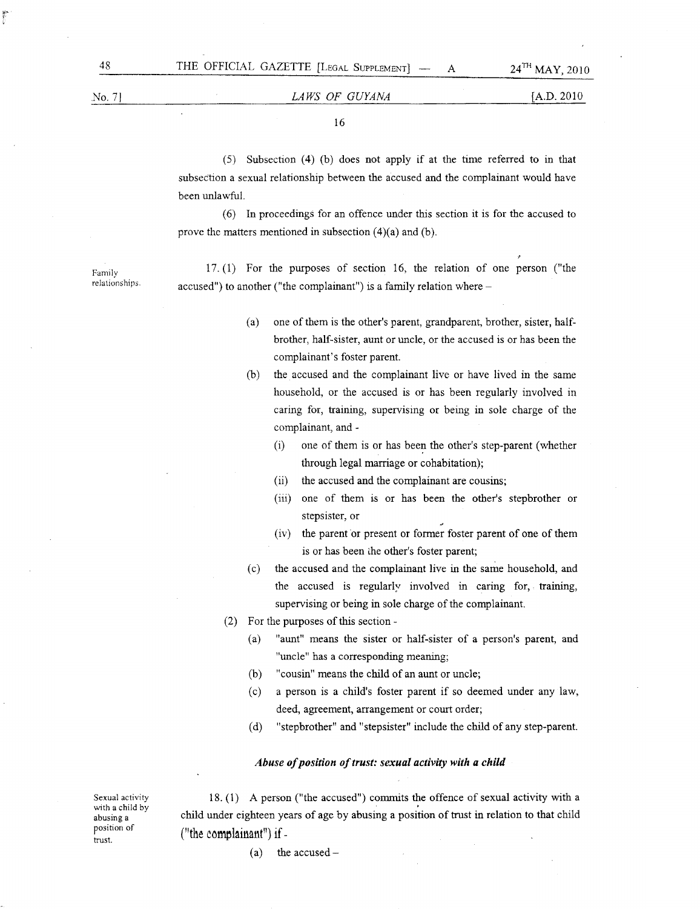(5) Subsection (4) (b) does not apply if at the time referred to in that subsection a sexual relationship between the accused and the complainant would have been unlawful.

(6) In proceedings for an offence under this section it is for the accused to prove the matters mentioned in subsection (4)(a) and (b).

Family relationships.

17. (1) For the purposes of section 16, the relation of one person ("the accused") to another ("the complainant") is a family relation where –

(a) one of them is the other's parent, grandparent, brother, sister, half-brother, half-sister, aunt or uncle, or the accused is or has been the complainant's foster parent.

(b) the accused and the complainant live or have lived in the same household, or the accused is or has been regularly involved in caring for, training, supervising or being in sole charge of the complainant, and -

(i) one of them is or has been the other's step-parent (whether through legal marriage or cohabitation);

(ii) the accused and the complainant are cousins;

(iii) one of them is or has been the other's stepbrother or stepsister, or

(iv) the parent or present or former foster parent of one of them is or has been the other's foster parent;

(c) the accused and the complainant live in the same household, and the accused is regularly involved in caring for, training, supervising or being in sole charge of the complainant.

(2) For the purposes of this section -

(a) "aunt" means the sister or half-sister of a person's parent, and "uncle" has a corresponding meaning;

(b) "cousin" means the child of an aunt or uncle;

(c) a person is a child's foster parent if so deemed under any law, deed, agreement, arrangement or court order;

(d) "stepbrother" and "stepsister" include the child of any step-parent.

***Abuse of position of trust: sexual activity with a child***

Sexual activity with a child by abusing a position of trust.

18. (1) A person ("the accused") commits the offence of sexual activity with a child under eighteen years of age by abusing a position of trust in relation to that child ("the complainant") if -

(a) the accused –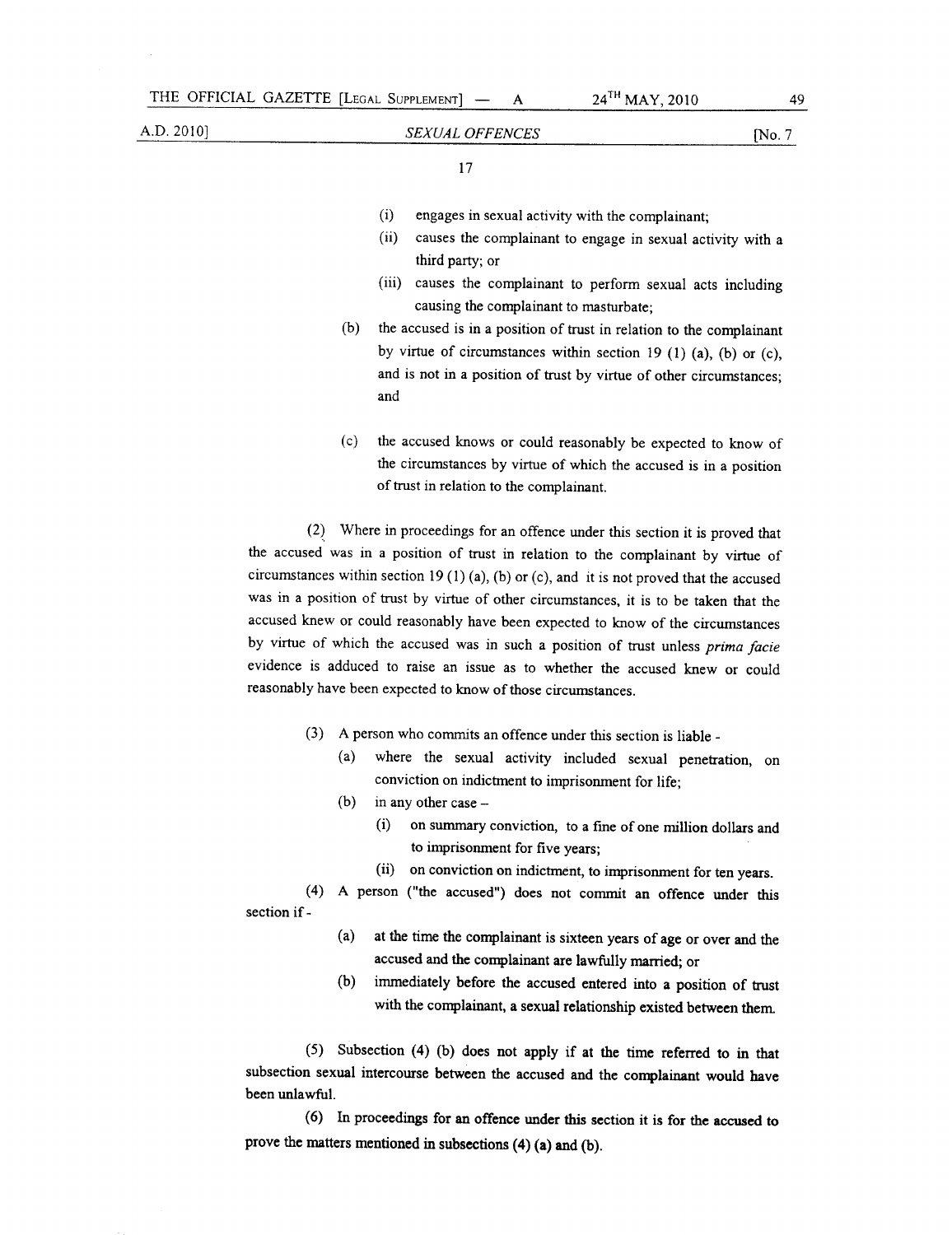(i) engages in sexual activity with the complainant;

(ii) causes the complainant to engage in sexual activity with a third party; or

(iii) causes the complainant to perform sexual acts including causing the complainant to masturbate;

(b) the accused is in a position of trust in relation to the complainant by virtue of circumstances within section 19 (1) (a), (b) or (c), and is not in a position of trust by virtue of other circumstances; and

(c) the accused knows or could reasonably be expected to know of the circumstances by virtue of which the accused is in a position of trust in relation to the complainant.

(2) Where in proceedings for an offence under this section it is proved that the accused was in a position of trust in relation to the complainant by virtue of circumstances within section 19 (1) (a), (b) or (c), and it is not proved that the accused was in a position of trust by virtue of other circumstances, it is to be taken that the accused knew or could reasonably have been expected to know of the circumstances by virtue of which the accused was in such a position of trust unless *prima facie* evidence is adduced to raise an issue as to whether the accused knew or could reasonably have been expected to know of those circumstances.

(3) A person who commits an offence under this section is liable -

(a) where the sexual activity included sexual penetration, on conviction on indictment to imprisonment for life;

(b) in any other case –

(i) on summary conviction, to a fine of one million dollars and to imprisonment for five years;

(ii) on conviction on indictment, to imprisonment for ten years.

(4) A person ("the accused") does not commit an offence under this section if -

(a) at the time the complainant is sixteen years of age or over and the accused and the complainant are lawfully married; or

(b) immediately before the accused entered into a position of trust with the complainant, a sexual relationship existed between them.

(5) Subsection (4) (b) does not apply if at the time referred to in that subsection sexual intercourse between the accused and the complainant would have been unlawful.

(6) In proceedings for an offence under this section it is for the accused to prove the matters mentioned in subsections (4) (a) and (b).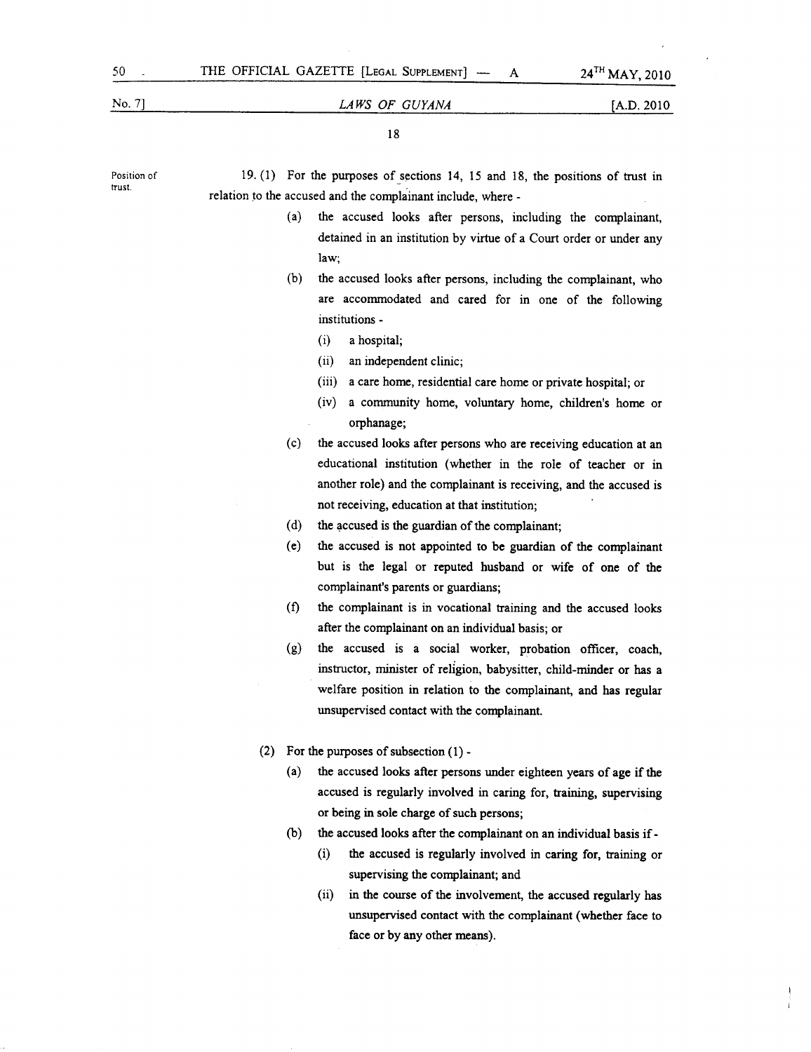**Position of trust.**

19. (1) For the purposes of sections 14, 15 and 18, the positions of trust in relation to the accused and the complainant include, where -

(a) the accused looks after persons, including the complainant, detained in an institution by virtue of a Court order or under any law;

(b) the accused looks after persons, including the complainant, who are accommodated and cared for in one of the following institutions -

(i) a hospital;

(ii) an independent clinic;

(iii) a care home, residential care home or private hospital; or

(iv) a community home, voluntary home, children's home or orphanage;

(c) the accused looks after persons who are receiving education at an educational institution (whether in the role of teacher or in another role) and the complainant is receiving, and the accused is not receiving, education at that institution;

(d) the accused is the guardian of the complainant;

(e) the accused is not appointed to be guardian of the complainant but is the legal or reputed husband or wife of one of the complainant's parents or guardians;

(f) the complainant is in vocational training and the accused looks after the complainant on an individual basis; or

(g) the accused is a social worker, probation officer, coach, instructor, minister of religion, babysitter, child-minder or has a welfare position in relation to the complainant, and has regular unsupervised contact with the complainant.

(2) For the purposes of subsection (1) -

(a) the accused looks after persons under eighteen years of age if the accused is regularly involved in caring for, training, supervising or being in sole charge of such persons;

(b) the accused looks after the complainant on an individual basis if -

(i) the accused is regularly involved in caring for, training or supervising the complainant; and

(ii) in the course of the involvement, the accused regularly has unsupervised contact with the complainant (whether face to face or by any other means).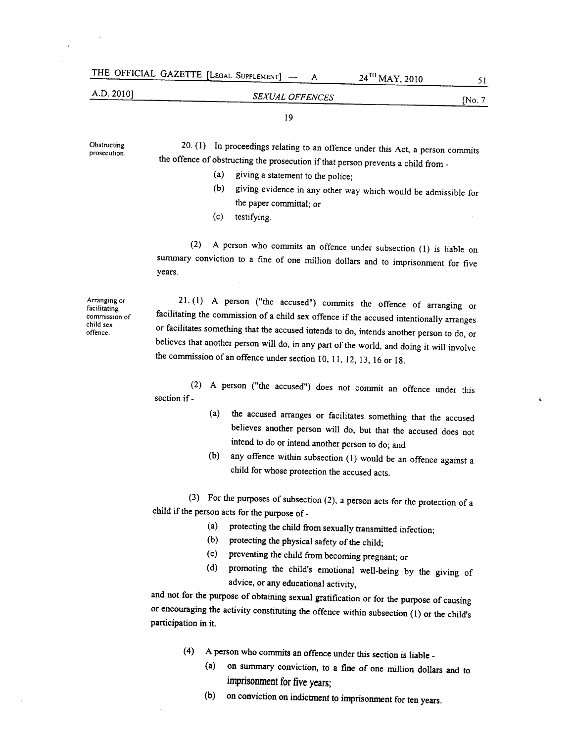**Obstructing prosecution.**

20. (1) In proceedings relating to an offence under this Act, a person commits the offence of obstructing the prosecution if that person prevents a child from -

(a) giving a statement to the police;

(b) giving evidence in any other way which would be admissible for the paper committal; or

(c) testifying.

(2) A person who commits an offence under subsection (1) is liable on summary conviction to a fine of one million dollars and to imprisonment for five years.

**Arranging or facilitating commission of child sex offence.**

21. (1) A person ("the accused") commits the offence of arranging or facilitating the commission of a child sex offence if the accused intentionally arranges or facilitates something that the accused intends to do, intends another person to do, or believes that another person will do, in any part of the world, and doing it will involve the commission of an offence under section 10, 11, 12, 13, 16 or 18.

(2) A person ("the accused") does not commit an offence under this section if -

(a) the accused arranges or facilitates something that the accused believes another person will do, but that the accused does not intend to do or intend another person to do; and

(b) any offence within subsection (1) would be an offence against a child for whose protection the accused acts.

(3) For the purposes of subsection (2), a person acts for the protection of a child if the person acts for the purpose of -

(a) protecting the child from sexually transmitted infection;

(b) protecting the physical safety of the child;

(c) preventing the child from becoming pregnant; or

(d) promoting the child's emotional well-being by the giving of advice, or any educational activity,

and not for the purpose of obtaining sexual gratification or for the purpose of causing or encouraging the activity constituting the offence within subsection (1) or the child's participation in it.

(4) A person who commits an offence under this section is liable -

(a) on summary conviction, to a fine of one million dollars and to imprisonment for five years;

(b) on conviction on indictment to imprisonment for ten years.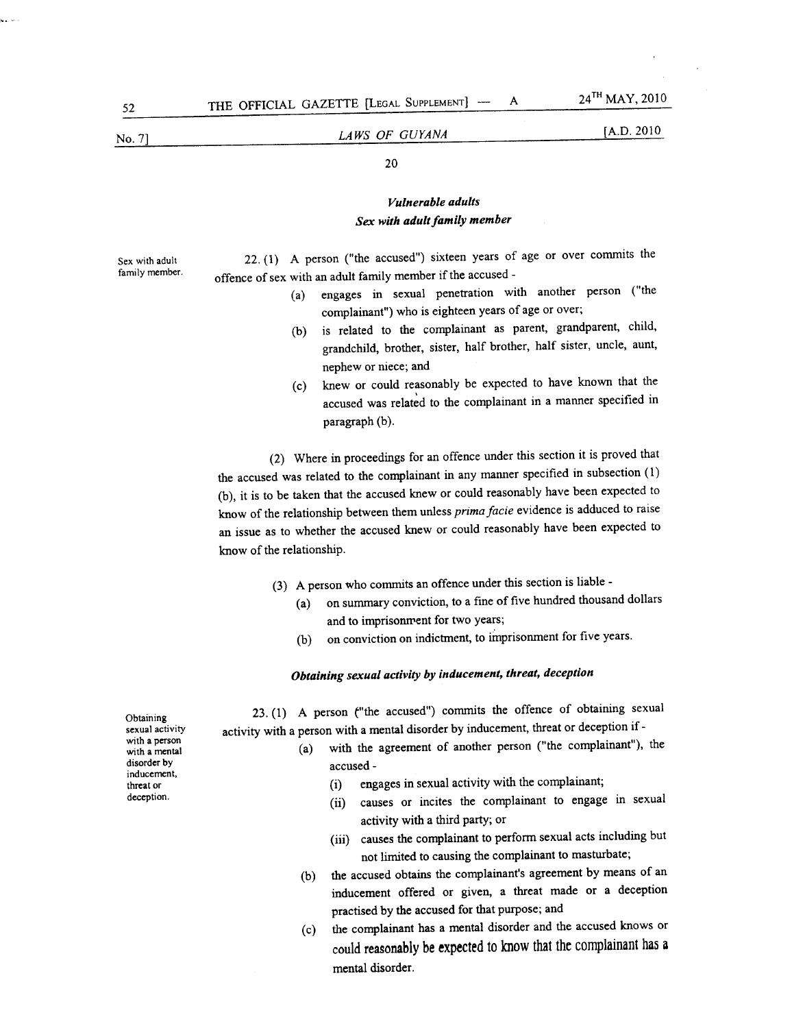### *Vulnerable adults*

### *Sex with adult family member*

Sex with adult family member.

22. (1) A person ("the accused") sixteen years of age or over commits the offence of sex with an adult family member if the accused -

   (a) engages in sexual penetration with another person ("the complainant") who is eighteen years of age or over;

   (b) is related to the complainant as parent, grandparent, child, grandchild, brother, sister, half brother, half sister, uncle, aunt, nephew or niece; and

   (c) knew or could reasonably be expected to have known that the accused was related to the complainant in a manner specified in paragraph (b).

(2) Where in proceedings for an offence under this section it is proved that the accused was related to the complainant in any manner specified in subsection (1) (b), it is to be taken that the accused knew or could reasonably have been expected to know of the relationship between them unless *prima facie* evidence is adduced to raise an issue as to whether the accused knew or could reasonably have been expected to know of the relationship.

(3) A person who commits an offence under this section is liable -

   (a) on summary conviction, to a fine of five hundred thousand dollars and to imprisonment for two years;

   (b) on conviction on indictment, to imprisonment for five years.

### *Obtaining sexual activity by inducement, threat, deception*

Obtaining sexual activity with a person with a mental disorder by inducement, threat or deception.

23. (1) A person ("the accused") commits the offence of obtaining sexual activity with a person with a mental disorder by inducement, threat or deception if -

   (a) with the agreement of another person ("the complainant"), the accused -

      (i) engages in sexual activity with the complainant;

      (ii) causes or incites the complainant to engage in sexual activity with a third party; or

      (iii) causes the complainant to perform sexual acts including but not limited to causing the complainant to masturbate;

   (b) the accused obtains the complainant's agreement by means of an inducement offered or given, a threat made or a deception practised by the accused for that purpose; and

   (c) the complainant has a mental disorder and the accused knows or could reasonably be expected to know that the complainant has a mental disorder.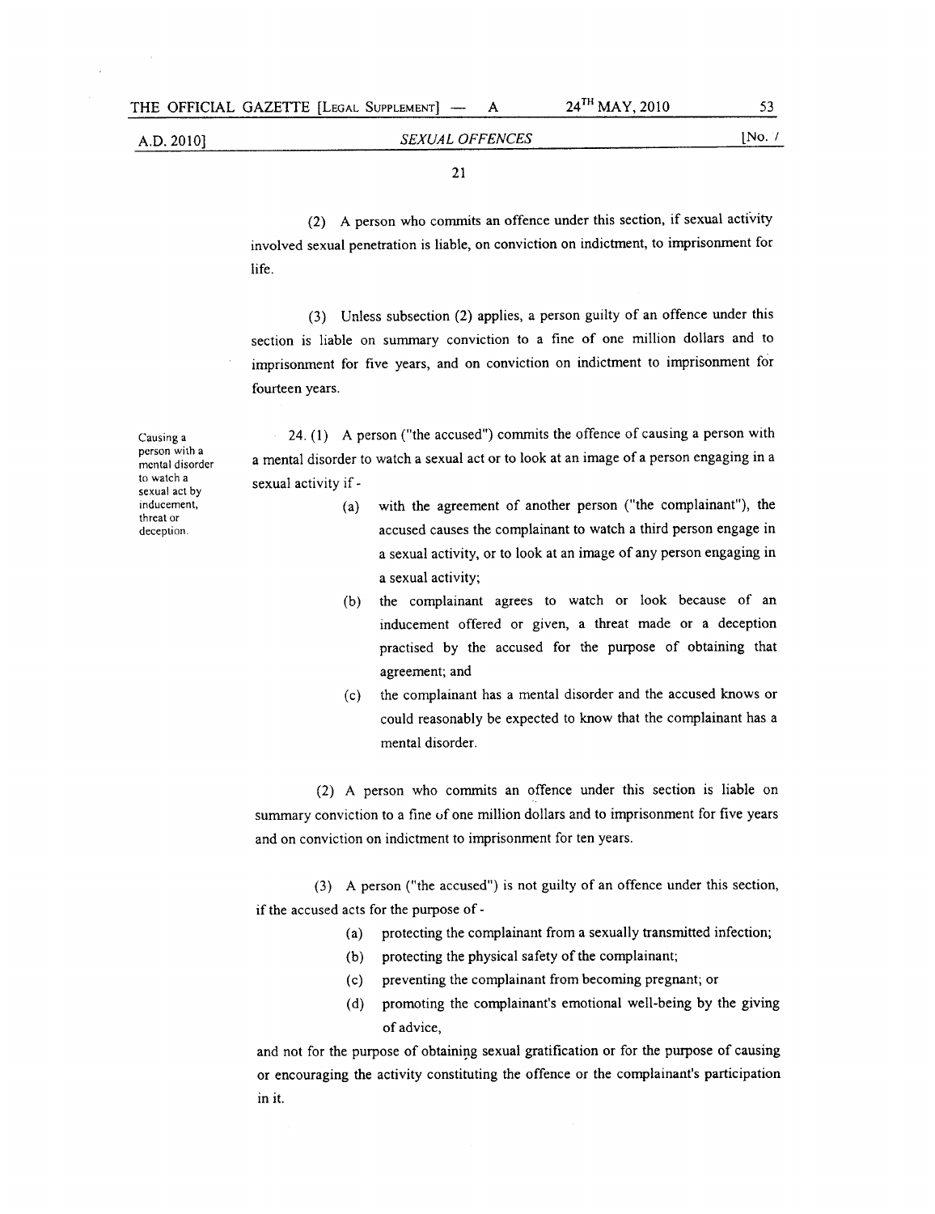(2) A person who commits an offence under this section, if sexual activity involved sexual penetration is liable, on conviction on indictment, to imprisonment for life.

(3) Unless subsection (2) applies, a person guilty of an offence under this section is liable on summary conviction to a fine of one million dollars and to imprisonment for five years, and on conviction on indictment to imprisonment for fourteen years.

*Causing a person with a mental disorder to watch a sexual act by inducement, threat or deception.*

24. (1) A person ("the accused") commits the offence of causing a person with a mental disorder to watch a sexual act or to look at an image of a person engaging in a sexual activity if -

- (a) with the agreement of another person ("the complainant"), the accused causes the complainant to watch a third person engage in a sexual activity, or to look at an image of any person engaging in a sexual activity;
- (b) the complainant agrees to watch or look because of an inducement offered or given, a threat made or a deception practised by the accused for the purpose of obtaining that agreement; and
- (c) the complainant has a mental disorder and the accused knows or could reasonably be expected to know that the complainant has a mental disorder.

(2) A person who commits an offence under this section is liable on summary conviction to a fine of one million dollars and to imprisonment for five years and on conviction on indictment to imprisonment for ten years.

(3) A person ("the accused") is not guilty of an offence under this section, if the accused acts for the purpose of -

- (a) protecting the complainant from a sexually transmitted infection;
- (b) protecting the physical safety of the complainant;
- (c) preventing the complainant from becoming pregnant; or
- (d) promoting the complainant's emotional well-being by the giving of advice,

and not for the purpose of obtaining sexual gratification or for the purpose of causing or encouraging the activity constituting the offence or the complainant's participation in it.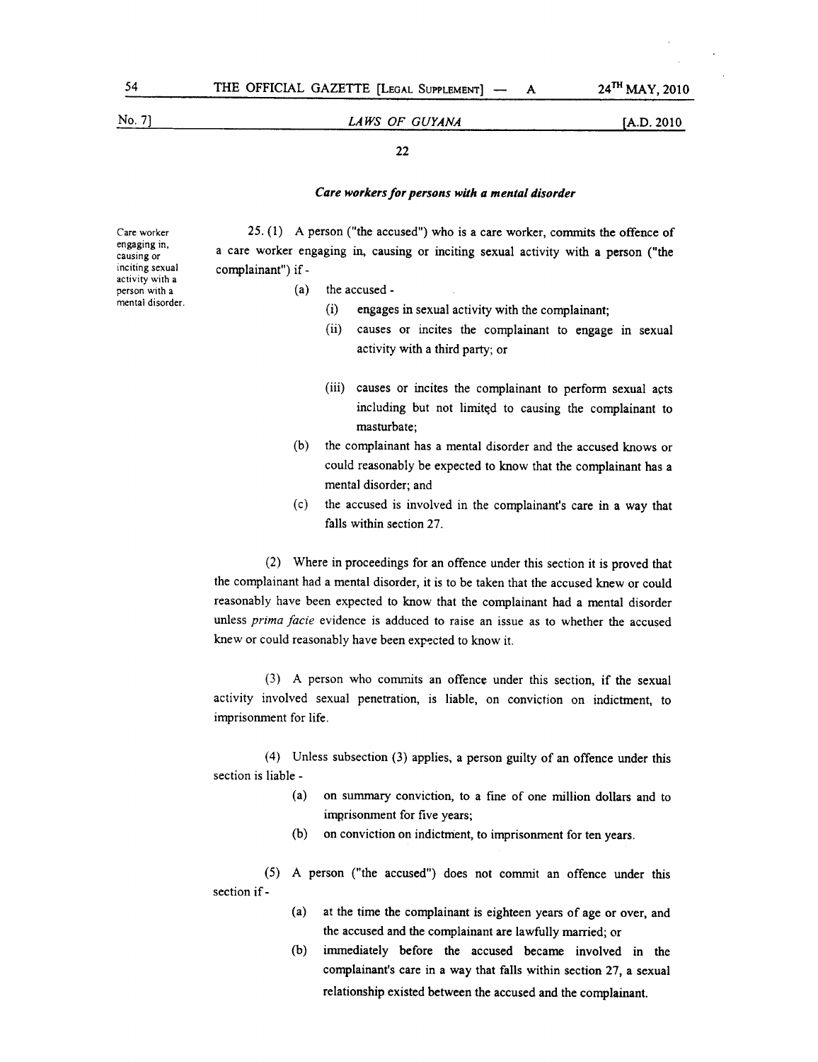### *Care workers for persons with a mental disorder*

Care worker engaging in, causing or inciting sexual activity with a person with a mental disorder.

25. (1) A person ("the accused") who is a care worker, commits the offence of a care worker engaging in, causing or inciting sexual activity with a person ("the complainant") if -

(a) the accused -

(i) engages in sexual activity with the complainant;

(ii) causes or incites the complainant to engage in sexual activity with a third party; or

(iii) causes or incites the complainant to perform sexual acts including but not limited to causing the complainant to masturbate;

(b) the complainant has a mental disorder and the accused knows or could reasonably be expected to know that the complainant has a mental disorder; and

(c) the accused is involved in the complainant's care in a way that falls within section 27.

(2) Where in proceedings for an offence under this section it is proved that the complainant had a mental disorder, it is to be taken that the accused knew or could reasonably have been expected to know that the complainant had a mental disorder unless *prima facie* evidence is adduced to raise an issue as to whether the accused knew or could reasonably have been expected to know it.

(3) A person who commits an offence under this section, if the sexual activity involved sexual penetration, is liable, on conviction on indictment, to imprisonment for life.

(4) Unless subsection (3) applies, a person guilty of an offence under this section is liable -

(a) on summary conviction, to a fine of one million dollars and to imprisonment for five years;

(b) on conviction on indictment, to imprisonment for ten years.

(5) A person ("the accused") does not commit an offence under this section if -

(a) at the time the complainant is eighteen years of age or over, and the accused and the complainant are lawfully married; or

(b) immediately before the accused became involved in the complainant's care in a way that falls within section 27, a sexual relationship existed between the accused and the complainant.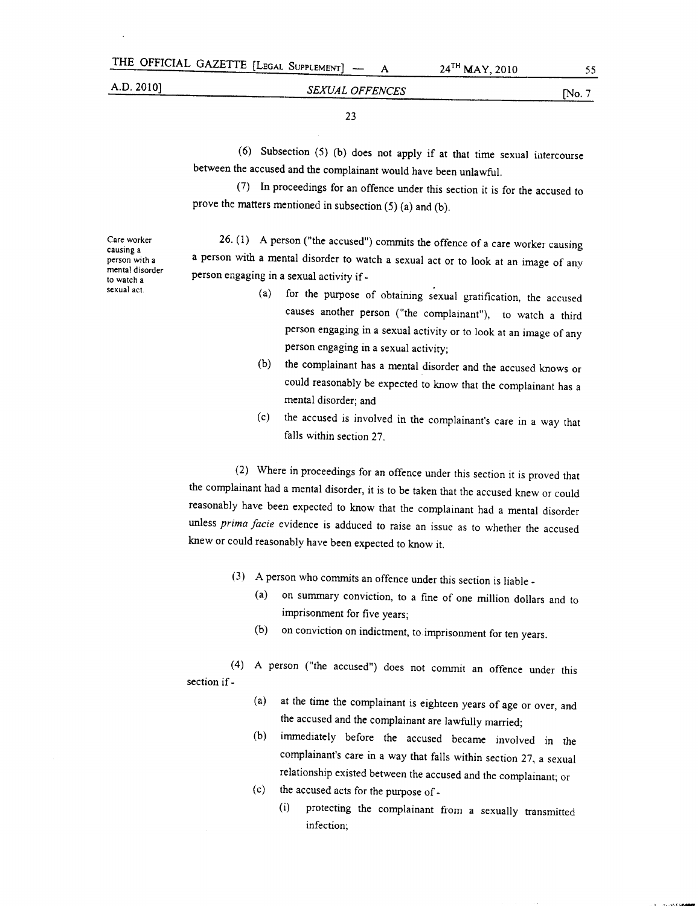(6) Subsection (5) (b) does not apply if at that time sexual intercourse between the accused and the complainant would have been unlawful.

(7) In proceedings for an offence under this section it is for the accused to prove the matters mentioned in subsection (5) (a) and (b).

*Care worker causing a person with a mental disorder to watch a sexual act.*

26. (1) A person ("the accused") commits the offence of a care worker causing a person with a mental disorder to watch a sexual act or to look at an image of any person engaging in a sexual activity if -

(a) for the purpose of obtaining sexual gratification, the accused causes another person ("the complainant"), to watch a third person engaging in a sexual activity or to look at an image of any person engaging in a sexual activity;

(b) the complainant has a mental disorder and the accused knows or could reasonably be expected to know that the complainant has a mental disorder; and

(c) the accused is involved in the complainant's care in a way that falls within section 27.

(2) Where in proceedings for an offence under this section it is proved that the complainant had a mental disorder, it is to be taken that the accused knew or could reasonably have been expected to know that the complainant had a mental disorder unless *prima facie* evidence is adduced to raise an issue as to whether the accused knew or could reasonably have been expected to know it.

(3) A person who commits an offence under this section is liable -

(a) on summary conviction, to a fine of one million dollars and to imprisonment for five years;

(b) on conviction on indictment, to imprisonment for ten years.

(4) A person ("the accused") does not commit an offence under this section if -

(a) at the time the complainant is eighteen years of age or over, and the accused and the complainant are lawfully married;

(b) immediately before the accused became involved in the complainant's care in a way that falls within section 27, a sexual relationship existed between the accused and the complainant; or

(c) the accused acts for the purpose of -

(i) protecting the complainant from a sexually transmitted infection;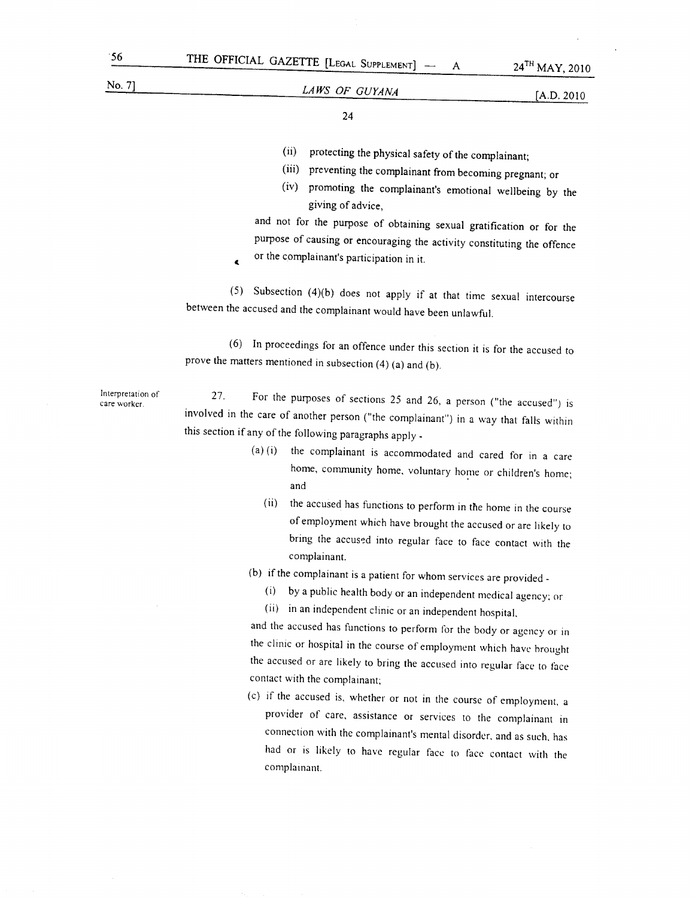(ii) protecting the physical safety of the complainant;

(iii) preventing the complainant from becoming pregnant; or

(iv) promoting the complainant's emotional wellbeing by the giving of advice,

and not for the purpose of obtaining sexual gratification or for the purpose of causing or encouraging the activity constituting the offence or the complainant's participation in it.

(5) Subsection (4)(b) does not apply if at that time sexual intercourse between the accused and the complainant would have been unlawful.

(6) In proceedings for an offence under this section it is for the accused to prove the matters mentioned in subsection (4) (a) and (b).

Interpretation of care worker.

27. For the purposes of sections 25 and 26, a person ("the accused") is involved in the care of another person ("the complainant") in a way that falls within this section if any of the following paragraphs apply -

(a) (i) the complainant is accommodated and cared for in a care home, community home, voluntary home or children's home; and

(ii) the accused has functions to perform in the home in the course of employment which have brought the accused or are likely to bring the accused into regular face to face contact with the complainant.

(b) if the complainant is a patient for whom services are provided -

(i) by a public health body or an independent medical agency; or

(ii) in an independent clinic or an independent hospital,

and the accused has functions to perform for the body or agency or in the clinic or hospital in the course of employment which have brought the accused or are likely to bring the accused into regular face to face contact with the complainant;

(c) if the accused is, whether or not in the course of employment, a provider of care, assistance or services to the complainant in connection with the complainant's mental disorder, and as such, has had or is likely to have regular face to face contact with the complainant.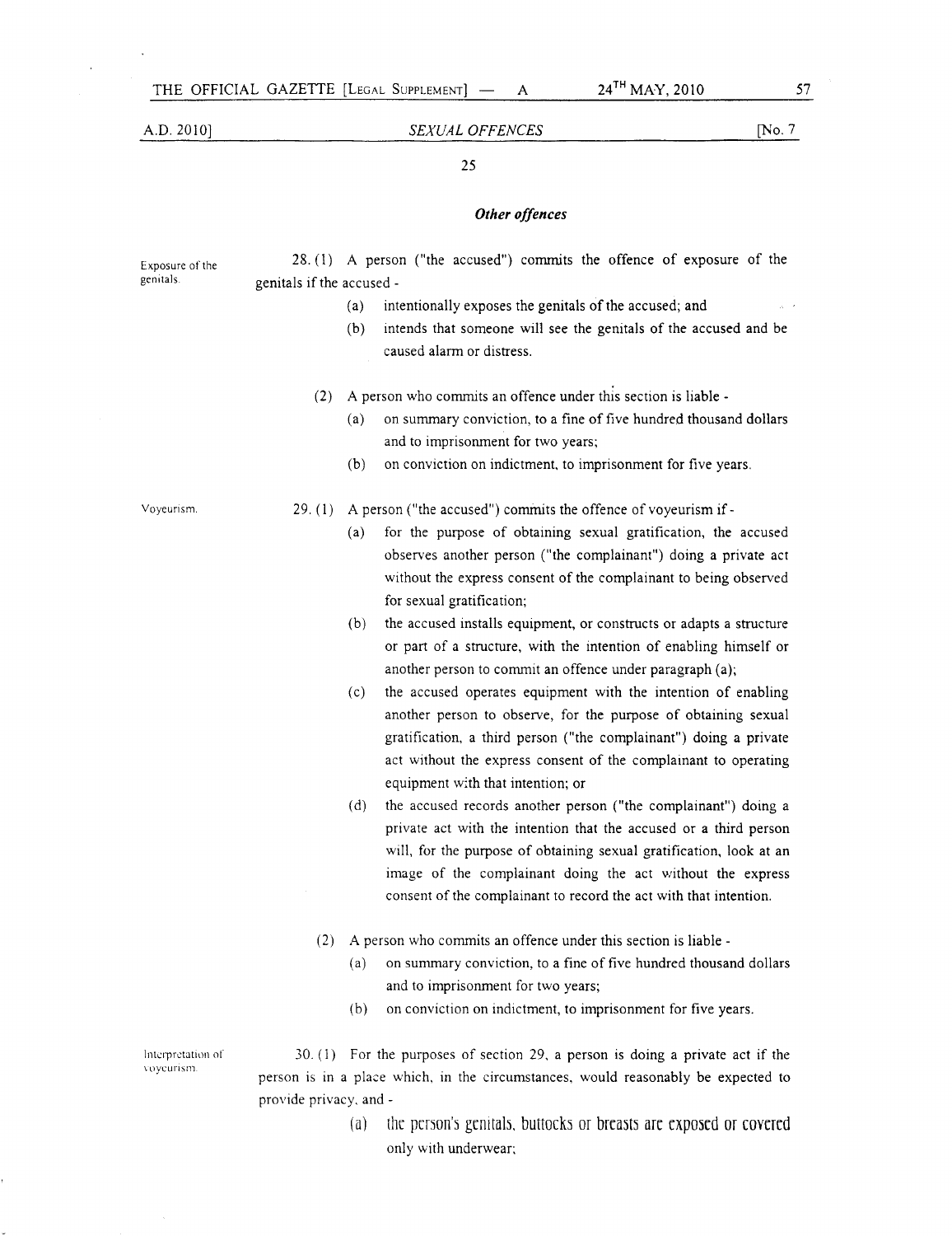### *Other offences*

**Exposure of the genitals.**

28. (1) A person ("the accused") commits the offence of exposure of the genitals if the accused -

(a) intentionally exposes the genitals of the accused; and

(b) intends that someone will see the genitals of the accused and be caused alarm or distress.

(2) A person who commits an offence under this section is liable -

(a) on summary conviction, to a fine of five hundred thousand dollars and to imprisonment for two years;

(b) on conviction on indictment, to imprisonment for five years.

**Voyeurism.**

29. (1) A person ("the accused") commits the offence of voyeurism if -

(a) for the purpose of obtaining sexual gratification, the accused observes another person ("the complainant") doing a private act without the express consent of the complainant to being observed for sexual gratification;

(b) the accused installs equipment, or constructs or adapts a structure or part of a structure, with the intention of enabling himself or another person to commit an offence under paragraph (a);

(c) the accused operates equipment with the intention of enabling another person to observe, for the purpose of obtaining sexual gratification, a third person ("the complainant") doing a private act without the express consent of the complainant to operating equipment with that intention; or

(d) the accused records another person ("the complainant") doing a private act with the intention that the accused or a third person will, for the purpose of obtaining sexual gratification, look at an image of the complainant doing the act without the express consent of the complainant to record the act with that intention.

(2) A person who commits an offence under this section is liable -

(a) on summary conviction, to a fine of five hundred thousand dollars and to imprisonment for two years;

(b) on conviction on indictment, to imprisonment for five years.

**Interpretation of voyeurism.**

30. (1) For the purposes of section 29, a person is doing a private act if the person is in a place which, in the circumstances, would reasonably be expected to provide privacy, and -

(a) the person's genitals, buttocks or breasts are exposed or covered only with underwear;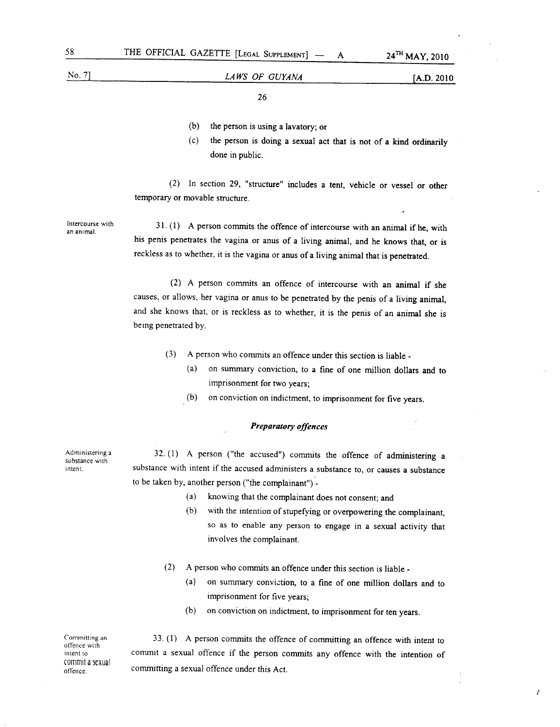(b) the person is using a lavatory; or

(c) the person is doing a sexual act that is not of a kind ordinarily done in public.

(2) In section 29, "structure" includes a tent, vehicle or vessel or other temporary or movable structure.

Intercourse with an animal.

31. (1) A person commits the offence of intercourse with an animal if he, with his penis penetrates the vagina or anus of a living animal, and he knows that, or is reckless as to whether, it is the vagina or anus of a living animal that is penetrated.

(2) A person commits an offence of intercourse with an animal if she causes, or allows, her vagina or anus to be penetrated by the penis of a living animal, and she knows that, or is reckless as to whether, it is the penis of an animal she is being penetrated by.

(3) A person who commits an offence under this section is liable -

(a) on summary conviction, to a fine of one million dollars and to imprisonment for two years;

(b) on conviction on indictment, to imprisonment for five years.

***Preparatory offences***

Administering a substance with intent.

32. (1) A person ("the accused") commits the offence of administering a substance with intent if the accused administers a substance to, or causes a substance to be taken by, another person ("the complainant") -

(a) knowing that the complainant does not consent; and

(b) with the intention of stupefying or overpowering the complainant, so as to enable any person to engage in a sexual activity that involves the complainant.

(2) A person who commits an offence under this section is liable -

(a) on summary conviction, to a fine of one million dollars and to imprisonment for five years;

(b) on conviction on indictment, to imprisonment for ten years.

Committing an offence with intent to commit a sexual offence.

33. (1) A person commits the offence of committing an offence with intent to commit a sexual offence if the person commits any offence with the intention of committing a sexual offence under this Act.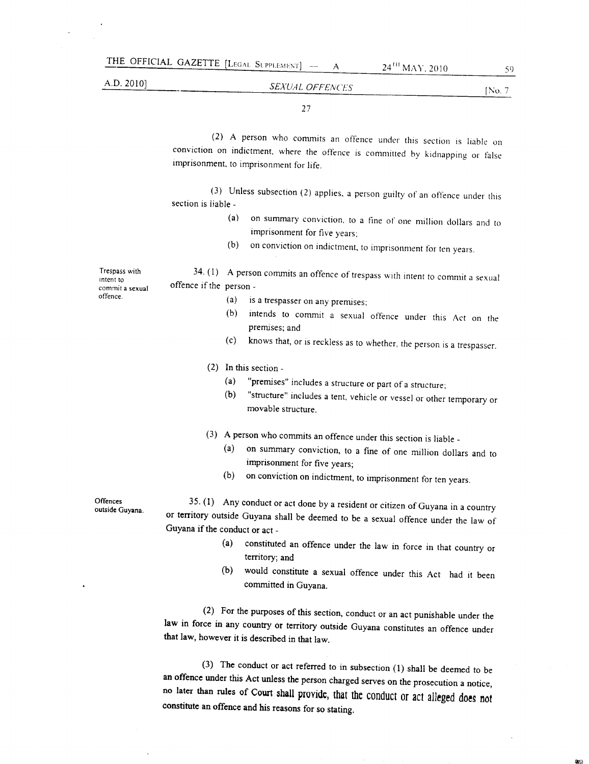(2) A person who commits an offence under this section is liable on conviction on indictment, where the offence is committed by kidnapping or false imprisonment, to imprisonment for life.

(3) Unless subsection (2) applies, a person guilty of an offence under this section is liable -

(a) on summary conviction, to a fine of one million dollars and to imprisonment for five years;

(b) on conviction on indictment, to imprisonment for ten years.

*Trespass with intent to commit a sexual offence.*

34. (1) A person commits an offence of trespass with intent to commit a sexual offence if the person -

(a) is a trespasser on any premises;

(b) intends to commit a sexual offence under this Act on the premises; and

(c) knows that, or is reckless as to whether, the person is a trespasser.

(2) In this section -

(a) "premises" includes a structure or part of a structure;

(b) "structure" includes a tent, vehicle or vessel or other temporary or movable structure.

(3) A person who commits an offence under this section is liable -

(a) on summary conviction, to a fine of one million dollars and to imprisonment for five years;

(b) on conviction on indictment, to imprisonment for ten years.

*Offences outside Guyana.*

35. (1) Any conduct or act done by a resident or citizen of Guyana in a country or territory outside Guyana shall be deemed to be a sexual offence under the law of Guyana if the conduct or act -

(a) constituted an offence under the law in force in that country or territory; and

(b) would constitute a sexual offence under this Act had it been committed in Guyana.

(2) For the purposes of this section, conduct or an act punishable under the law in force in any country or territory outside Guyana constitutes an offence under that law, however it is described in that law.

(3) The conduct or act referred to in subsection (1) shall be deemed to be an offence under this Act unless the person charged serves on the prosecution a notice, no later than rules of Court shall provide, that the conduct or act alleged does not constitute an offence and his reasons for so stating.